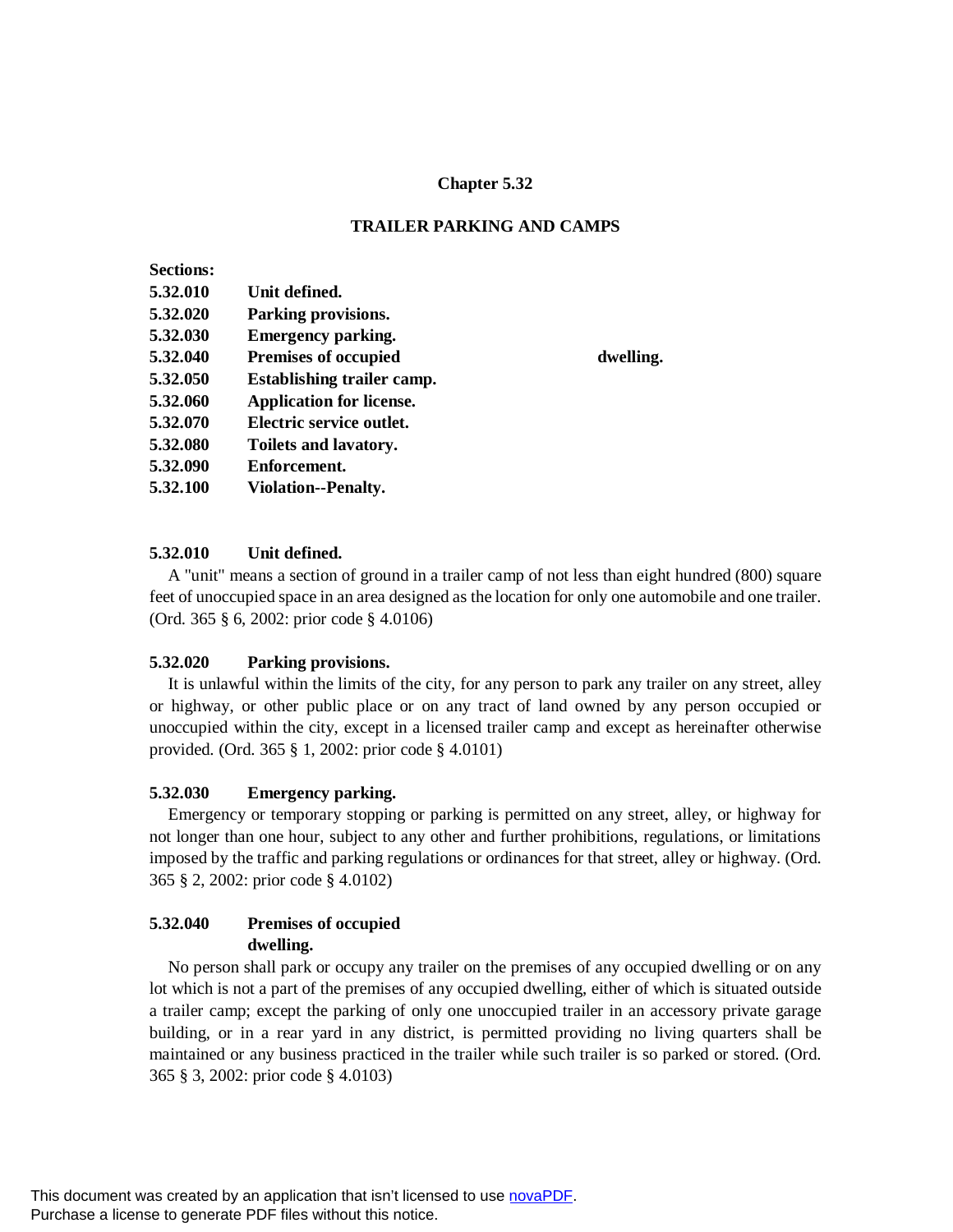# Chapter 5.32

## TRAILER PARKING AND CAMPS

**Sections:**

| | |
|---|---|
| **5.32.010** | **Unit defined.** |
| **5.32.020** | **Parking provisions.** |
| **5.32.030** | **Emergency parking.** |
| **5.32.040** | **Premises of occupied dwelling.** |
| **5.32.050** | **Establishing trailer camp.** |
| **5.32.060** | **Application for license.** |
| **5.32.070** | **Electric service outlet.** |
| **5.32.080** | **Toilets and lavatory.** |
| **5.32.090** | **Enforcement.** |
| **5.32.100** | **Violation--Penalty.** |

### 5.32.010 Unit defined.

A "unit" means a section of ground in a trailer camp of not less than eight hundred (800) square feet of unoccupied space in an area designed as the location for only one automobile and one trailer. (Ord. 365 § 6, 2002: prior code § 4.0106)

### 5.32.020 Parking provisions.

It is unlawful within the limits of the city, for any person to park any trailer on any street, alley or highway, or other public place or on any tract of land owned by any person occupied or unoccupied within the city, except in a licensed trailer camp and except as hereinafter otherwise provided. (Ord. 365 § 1, 2002: prior code § 4.0101)

### 5.32.030 Emergency parking.

Emergency or temporary stopping or parking is permitted on any street, alley, or highway for not longer than one hour, subject to any other and further prohibitions, regulations, or limitations imposed by the traffic and parking regulations or ordinances for that street, alley or highway. (Ord. 365 § 2, 2002: prior code § 4.0102)

### 5.32.040 Premises of occupied dwelling.

No person shall park or occupy any trailer on the premises of any occupied dwelling or on any lot which is not a part of the premises of any occupied dwelling, either of which is situated outside a trailer camp; except the parking of only one unoccupied trailer in an accessory private garage building, or in a rear yard in any district, is permitted providing no living quarters shall be maintained or any business practiced in the trailer while such trailer is so parked or stored. (Ord. 365 § 3, 2002: prior code § 4.0103)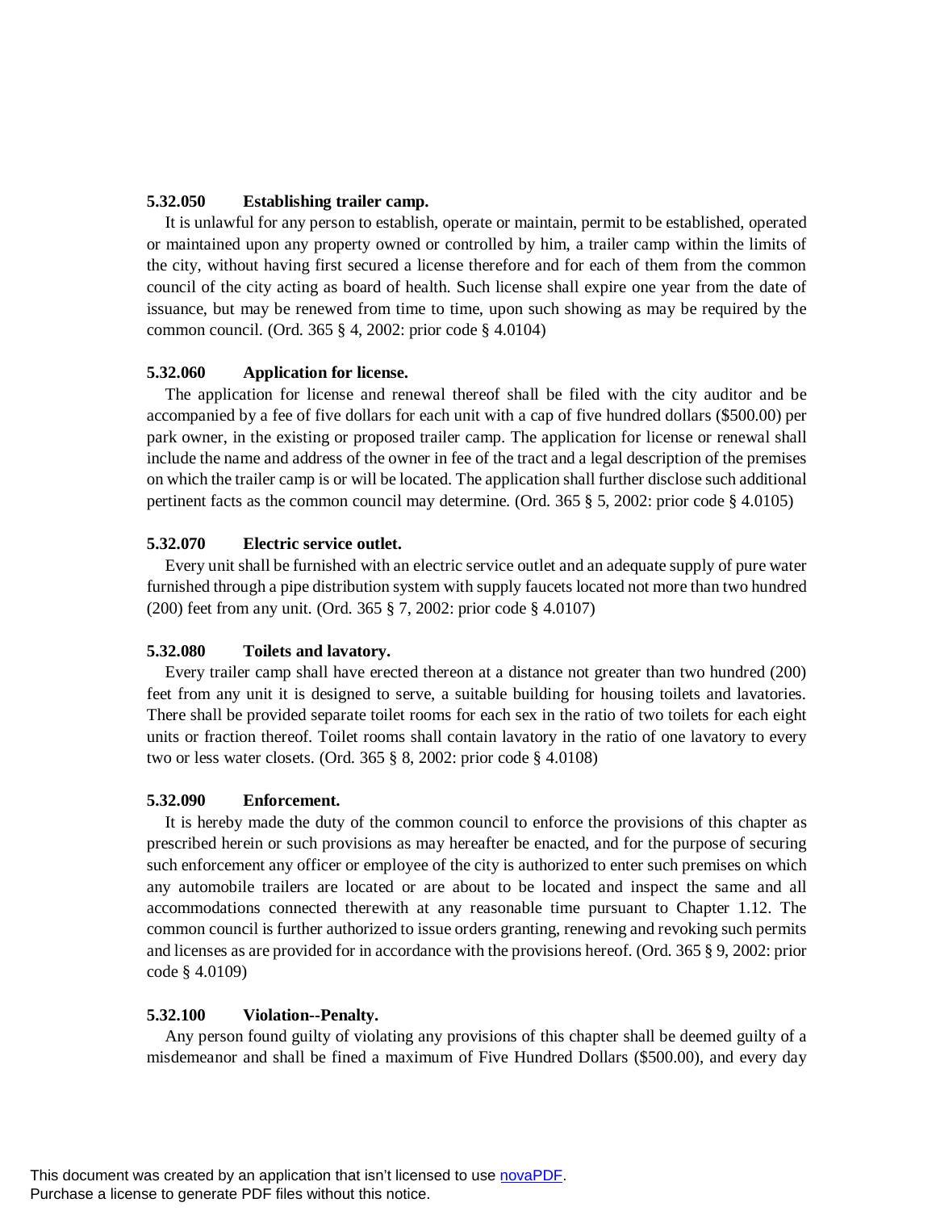**5.32.050 Establishing trailer camp.**

It is unlawful for any person to establish, operate or maintain, permit to be established, operated or maintained upon any property owned or controlled by him, a trailer camp within the limits of the city, without having first secured a license therefore and for each of them from the common council of the city acting as board of health. Such license shall expire one year from the date of issuance, but may be renewed from time to time, upon such showing as may be required by the common council. (Ord. 365 § 4, 2002: prior code § 4.0104)

**5.32.060 Application for license.**

The application for license and renewal thereof shall be filed with the city auditor and be accompanied by a fee of five dollars for each unit with a cap of five hundred dollars ($500.00) per park owner, in the existing or proposed trailer camp. The application for license or renewal shall include the name and address of the owner in fee of the tract and a legal description of the premises on which the trailer camp is or will be located. The application shall further disclose such additional pertinent facts as the common council may determine. (Ord. 365 § 5, 2002: prior code § 4.0105)

**5.32.070 Electric service outlet.**

Every unit shall be furnished with an electric service outlet and an adequate supply of pure water furnished through a pipe distribution system with supply faucets located not more than two hundred (200) feet from any unit. (Ord. 365 § 7, 2002: prior code § 4.0107)

**5.32.080 Toilets and lavatory.**

Every trailer camp shall have erected thereon at a distance not greater than two hundred (200) feet from any unit it is designed to serve, a suitable building for housing toilets and lavatories. There shall be provided separate toilet rooms for each sex in the ratio of two toilets for each eight units or fraction thereof. Toilet rooms shall contain lavatory in the ratio of one lavatory to every two or less water closets. (Ord. 365 § 8, 2002: prior code § 4.0108)

**5.32.090 Enforcement.**

It is hereby made the duty of the common council to enforce the provisions of this chapter as prescribed herein or such provisions as may hereafter be enacted, and for the purpose of securing such enforcement any officer or employee of the city is authorized to enter such premises on which any automobile trailers are located or are about to be located and inspect the same and all accommodations connected therewith at any reasonable time pursuant to Chapter 1.12. The common council is further authorized to issue orders granting, renewing and revoking such permits and licenses as are provided for in accordance with the provisions hereof. (Ord. 365 § 9, 2002: prior code § 4.0109)

**5.32.100 Violation--Penalty.**

Any person found guilty of violating any provisions of this chapter shall be deemed guilty of a misdemeanor and shall be fined a maximum of Five Hundred Dollars ($500.00), and every day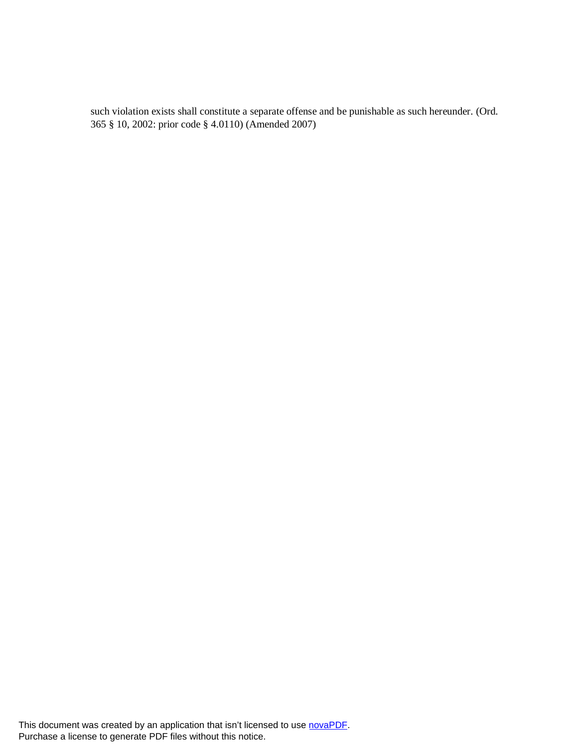such violation exists shall constitute a separate offense and be punishable as such hereunder. (Ord. 365 § 10, 2002: prior code § 4.0110) (Amended 2007)